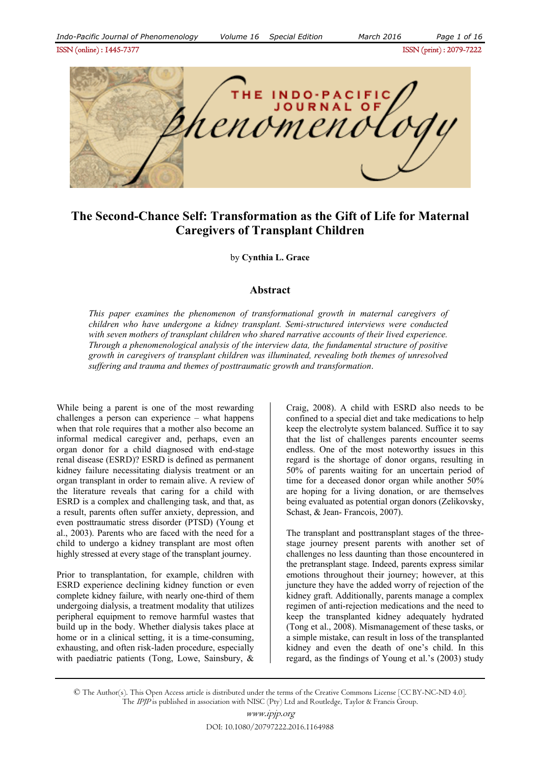# The Second-Chance Self: Transformation as the Gift of Life for Maternal Caregivers of Transplant Children

by **Cynthia L. Grace**

## Abstract

*This paper examines the phenomenon of transformational growth in maternal caregivers of children who have undergone a kidney transplant. Semi-structured interviews were conducted with seven mothers of transplant children who shared narrative accounts of their lived experience. Through a phenomenological analysis of the interview data, the fundamental structure of positive growth in caregivers of transplant children was illuminated, revealing both themes of unresolved suffering and trauma and themes of posttraumatic growth and transformation.*

While being a parent is one of the most rewarding challenges a person can experience – what happens when that role requires that a mother also become an informal medical caregiver and, perhaps, even an organ donor for a child diagnosed with end-stage renal disease (ESRD)? ESRD is defined as permanent kidney failure necessitating dialysis treatment or an organ transplant in order to remain alive. A review of the literature reveals that caring for a child with ESRD is a complex and challenging task, and that, as a result, parents often suffer anxiety, depression, and even posttraumatic stress disorder (PTSD) (Young et al., 2003). Parents who are faced with the need for a child to undergo a kidney transplant are most often highly stressed at every stage of the transplant journey.

Prior to transplantation, for example, children with ESRD experience declining kidney function or even complete kidney failure, with nearly one-third of them undergoing dialysis, a treatment modality that utilizes peripheral equipment to remove harmful wastes that build up in the body. Whether dialysis takes place at home or in a clinical setting, it is a time-consuming, exhausting, and often risk-laden procedure, especially with paediatric patients (Tong, Lowe, Sainsbury, & Craig, 2008). A child with ESRD also needs to be confined to a special diet and take medications to help keep the electrolyte system balanced. Suffice it to say that the list of challenges parents encounter seems endless. One of the most noteworthy issues in this regard is the shortage of donor organs, resulting in 50% of parents waiting for an uncertain period of time for a deceased donor organ while another 50% are hoping for a living donation, or are themselves being evaluated as potential organ donors (Zelikovsky, Schast, & Jean- Francois, 2007).

The transplant and posttransplant stages of the three-stage journey present parents with another set of challenges no less daunting than those encountered in the pretransplant stage. Indeed, parents express similar emotions throughout their journey; however, at this juncture they have the added worry of rejection of the kidney graft. Additionally, parents manage a complex regimen of anti-rejection medications and the need to keep the transplanted kidney adequately hydrated (Tong et al., 2008). Mismanagement of these tasks, or a simple mistake, can result in loss of the transplanted kidney and even the death of one's child. In this regard, as the findings of Young et al.'s (2003) study

© The Author(s). This Open Access article is distributed under the terms of the Creative Commons License [CC BY-NC-ND 4.0]. The *IPJP* is published in association with NISC (Pty) Ltd and Routledge, Taylor & Francis Group.

DOI: 10.1080/20797222.2016.1164988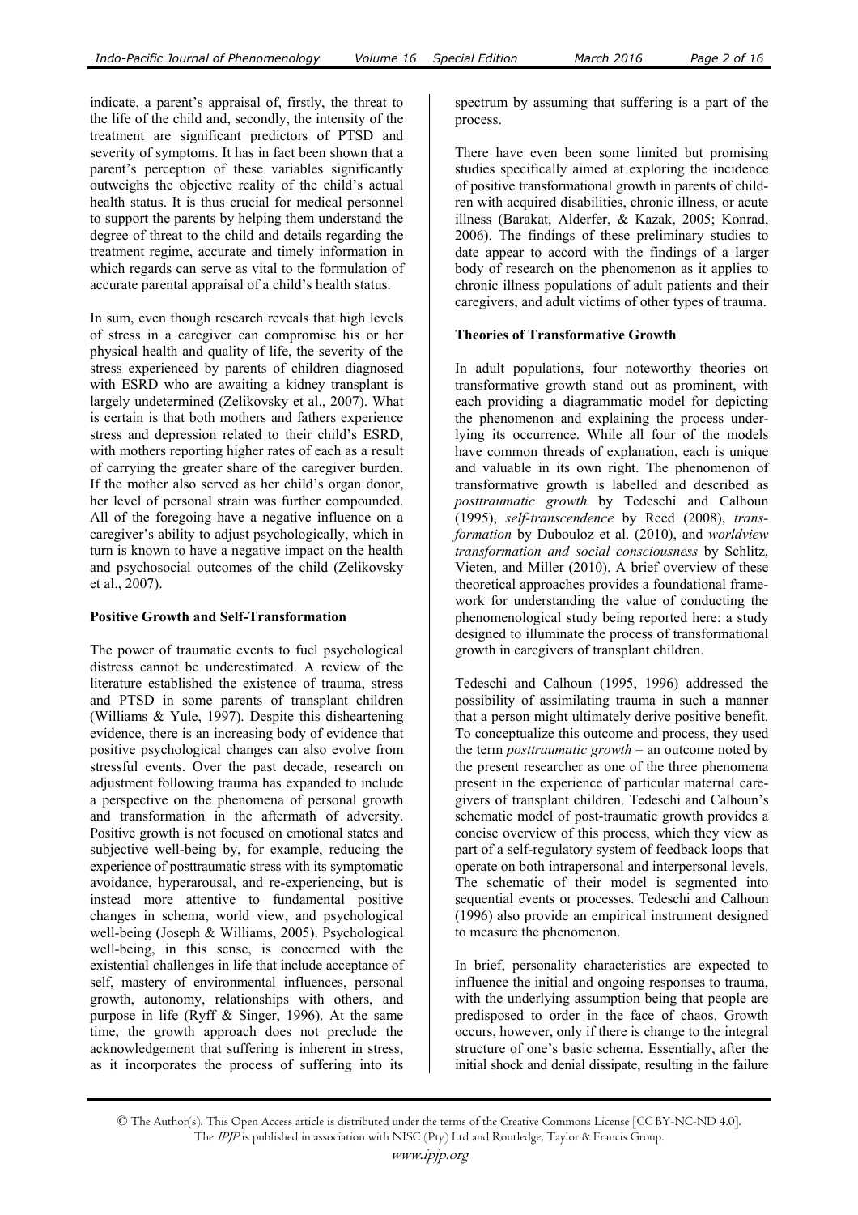indicate, a parent's appraisal of, firstly, the threat to the life of the child and, secondly, the intensity of the treatment are significant predictors of PTSD and severity of symptoms. It has in fact been shown that a parent's perception of these variables significantly outweighs the objective reality of the child's actual health status. It is thus crucial for medical personnel to support the parents by helping them understand the degree of threat to the child and details regarding the treatment regime, accurate and timely information in which regards can serve as vital to the formulation of accurate parental appraisal of a child's health status.

In sum, even though research reveals that high levels of stress in a caregiver can compromise his or her physical health and quality of life, the severity of the stress experienced by parents of children diagnosed with ESRD who are awaiting a kidney transplant is largely undetermined (Zelikovsky et al., 2007). What is certain is that both mothers and fathers experience stress and depression related to their child's ESRD, with mothers reporting higher rates of each as a result of carrying the greater share of the caregiver burden. If the mother also served as her child's organ donor, her level of personal strain was further compounded. All of the foregoing have a negative influence on a caregiver's ability to adjust psychologically, which in turn is known to have a negative impact on the health and psychosocial outcomes of the child (Zelikovsky et al., 2007).

**Positive Growth and Self-Transformation**

The power of traumatic events to fuel psychological distress cannot be underestimated. A review of the literature established the existence of trauma, stress and PTSD in some parents of transplant children (Williams & Yule, 1997). Despite this disheartening evidence, there is an increasing body of evidence that positive psychological changes can also evolve from stressful events. Over the past decade, research on adjustment following trauma has expanded to include a perspective on the phenomena of personal growth and transformation in the aftermath of adversity. Positive growth is not focused on emotional states and subjective well-being by, for example, reducing the experience of posttraumatic stress with its symptomatic avoidance, hyperarousal, and re-experiencing, but is instead more attentive to fundamental positive changes in schema, world view, and psychological well-being (Joseph & Williams, 2005). Psychological well-being, in this sense, is concerned with the existential challenges in life that include acceptance of self, mastery of environmental influences, personal growth, autonomy, relationships with others, and purpose in life (Ryff & Singer, 1996). At the same time, the growth approach does not preclude the acknowledgement that suffering is inherent in stress, as it incorporates the process of suffering into its spectrum by assuming that suffering is a part of the process.

There have even been some limited but promising studies specifically aimed at exploring the incidence of positive transformational growth in parents of children with acquired disabilities, chronic illness, or acute illness (Barakat, Alderfer, & Kazak, 2005; Konrad, 2006). The findings of these preliminary studies to date appear to accord with the findings of a larger body of research on the phenomenon as it applies to chronic illness populations of adult patients and their caregivers, and adult victims of other types of trauma.

**Theories of Transformative Growth**

In adult populations, four noteworthy theories on transformative growth stand out as prominent, with each providing a diagrammatic model for depicting the phenomenon and explaining the process underlying its occurrence. While all four of the models have common threads of explanation, each is unique and valuable in its own right. The phenomenon of transformative growth is labelled and described as *posttraumatic growth* by Tedeschi and Calhoun (1995), *self-transcendence* by Reed (2008), *transformation* by Dubouloz et al. (2010), and *worldview transformation and social consciousness* by Schlitz, Vieten, and Miller (2010). A brief overview of these theoretical approaches provides a foundational framework for understanding the value of conducting the phenomenological study being reported here: a study designed to illuminate the process of transformational growth in caregivers of transplant children.

Tedeschi and Calhoun (1995, 1996) addressed the possibility of assimilating trauma in such a manner that a person might ultimately derive positive benefit. To conceptualize this outcome and process, they used the term *posttraumatic growth* – an outcome noted by the present researcher as one of the three phenomena present in the experience of particular maternal caregivers of transplant children. Tedeschi and Calhoun's schematic model of post-traumatic growth provides a concise overview of this process, which they view as part of a self-regulatory system of feedback loops that operate on both intrapersonal and interpersonal levels. The schematic of their model is segmented into sequential events or processes. Tedeschi and Calhoun (1996) also provide an empirical instrument designed to measure the phenomenon.

In brief, personality characteristics are expected to influence the initial and ongoing responses to trauma, with the underlying assumption being that people are predisposed to order in the face of chaos. Growth occurs, however, only if there is change to the integral structure of one's basic schema. Essentially, after the initial shock and denial dissipate, resulting in the failure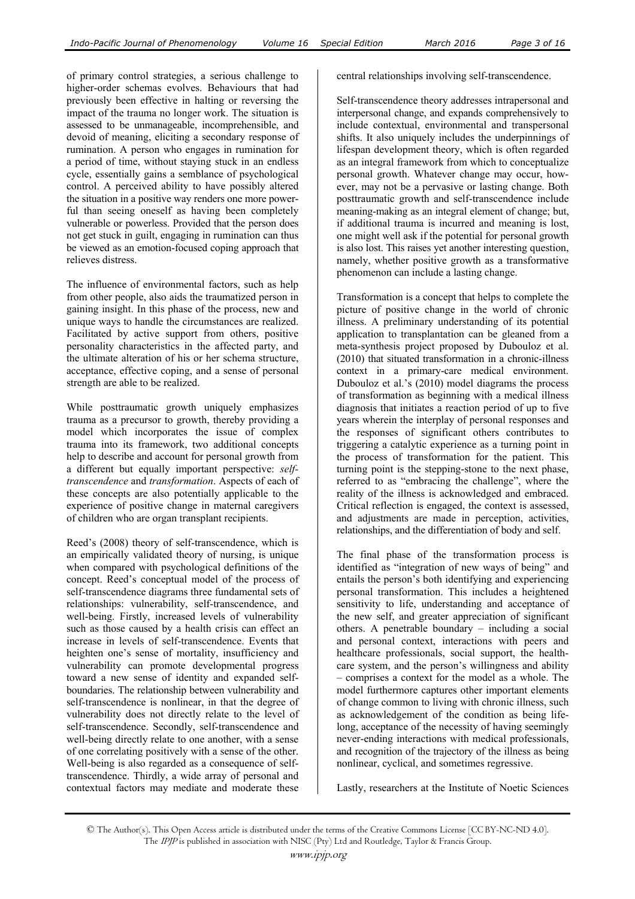of primary control strategies, a serious challenge to higher-order schemas evolves. Behaviours that had previously been effective in halting or reversing the impact of the trauma no longer work. The situation is assessed to be unmanageable, incomprehensible, and devoid of meaning, eliciting a secondary response of rumination. A person who engages in rumination for a period of time, without staying stuck in an endless cycle, essentially gains a semblance of psychological control. A perceived ability to have possibly altered the situation in a positive way renders one more powerful than seeing oneself as having been completely vulnerable or powerless. Provided that the person does not get stuck in guilt, engaging in rumination can thus be viewed as an emotion-focused coping approach that relieves distress.

The influence of environmental factors, such as help from other people, also aids the traumatized person in gaining insight. In this phase of the process, new and unique ways to handle the circumstances are realized. Facilitated by active support from others, positive personality characteristics in the affected party, and the ultimate alteration of his or her schema structure, acceptance, effective coping, and a sense of personal strength are able to be realized.

While posttraumatic growth uniquely emphasizes trauma as a precursor to growth, thereby providing a model which incorporates the issue of complex trauma into its framework, two additional concepts help to describe and account for personal growth from a different but equally important perspective: *self-transcendence* and *transformation*. Aspects of each of these concepts are also potentially applicable to the experience of positive change in maternal caregivers of children who are organ transplant recipients.

Reed's (2008) theory of self-transcendence, which is an empirically validated theory of nursing, is unique when compared with psychological definitions of the concept. Reed's conceptual model of the process of self-transcendence diagrams three fundamental sets of relationships: vulnerability, self-transcendence, and well-being. Firstly, increased levels of vulnerability such as those caused by a health crisis can effect an increase in levels of self-transcendence. Events that heighten one's sense of mortality, insufficiency and vulnerability can promote developmental progress toward a new sense of identity and expanded self-boundaries. The relationship between vulnerability and self-transcendence is nonlinear, in that the degree of vulnerability does not directly relate to the level of self-transcendence. Secondly, self-transcendence and well-being directly relate to one another, with a sense of one correlating positively with a sense of the other. Well-being is also regarded as a consequence of self-transcendence. Thirdly, a wide array of personal and contextual factors may mediate and moderate these central relationships involving self-transcendence.

Self-transcendence theory addresses intrapersonal and interpersonal change, and expands comprehensively to include contextual, environmental and transpersonal shifts. It also uniquely includes the underpinnings of lifespan development theory, which is often regarded as an integral framework from which to conceptualize personal growth. Whatever change may occur, however, may not be a pervasive or lasting change. Both posttraumatic growth and self-transcendence include meaning-making as an integral element of change; but, if additional trauma is incurred and meaning is lost, one might well ask if the potential for personal growth is also lost. This raises yet another interesting question, namely, whether positive growth as a transformative phenomenon can include a lasting change.

Transformation is a concept that helps to complete the picture of positive change in the world of chronic illness. A preliminary understanding of its potential application to transplantation can be gleaned from a meta-synthesis project proposed by Dubouloz et al. (2010) that situated transformation in a chronic-illness context in a primary-care medical environment. Dubouloz et al.'s (2010) model diagrams the process of transformation as beginning with a medical illness diagnosis that initiates a reaction period of up to five years wherein the interplay of personal responses and the responses of significant others contributes to triggering a catalytic experience as a turning point in the process of transformation for the patient. This turning point is the stepping-stone to the next phase, referred to as "embracing the challenge", where the reality of the illness is acknowledged and embraced. Critical reflection is engaged, the context is assessed, and adjustments are made in perception, activities, relationships, and the differentiation of body and self.

The final phase of the transformation process is identified as "integration of new ways of being" and entails the person's both identifying and experiencing personal transformation. This includes a heightened sensitivity to life, understanding and acceptance of the new self, and greater appreciation of significant others. A penetrable boundary – including a social and personal context, interactions with peers and healthcare professionals, social support, the healthcare system, and the person's willingness and ability – comprises a context for the model as a whole. The model furthermore captures other important elements of change common to living with chronic illness, such as acknowledgement of the condition as being lifelong, acceptance of the necessity of having seemingly never-ending interactions with medical professionals, and recognition of the trajectory of the illness as being nonlinear, cyclical, and sometimes regressive.

Lastly, researchers at the Institute of Noetic Sciences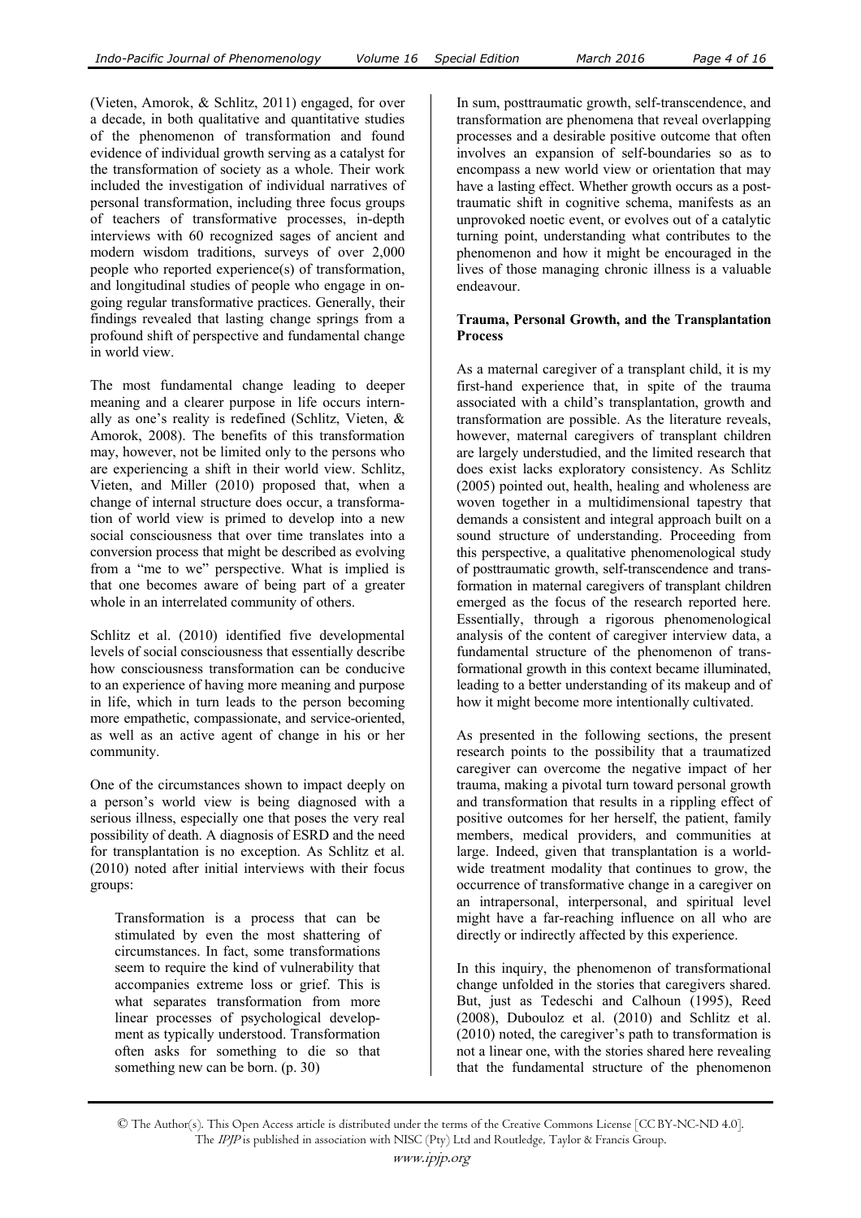(Vieten, Amorok, & Schlitz, 2011) engaged, for over a decade, in both qualitative and quantitative studies of the phenomenon of transformation and found evidence of individual growth serving as a catalyst for the transformation of society as a whole. Their work included the investigation of individual narratives of personal transformation, including three focus groups of teachers of transformative processes, in-depth interviews with 60 recognized sages of ancient and modern wisdom traditions, surveys of over 2,000 people who reported experience(s) of transformation, and longitudinal studies of people who engage in on-going regular transformative practices. Generally, their findings revealed that lasting change springs from a profound shift of perspective and fundamental change in world view.

The most fundamental change leading to deeper meaning and a clearer purpose in life occurs internally as one's reality is redefined (Schlitz, Vieten, & Amorok, 2008). The benefits of this transformation may, however, not be limited only to the persons who are experiencing a shift in their world view. Schlitz, Vieten, and Miller (2010) proposed that, when a change of internal structure does occur, a transformation of world view is primed to develop into a new social consciousness that over time translates into a conversion process that might be described as evolving from a "me to we" perspective. What is implied is that one becomes aware of being part of a greater whole in an interrelated community of others.

Schlitz et al. (2010) identified five developmental levels of social consciousness that essentially describe how consciousness transformation can be conducive to an experience of having more meaning and purpose in life, which in turn leads to the person becoming more empathetic, compassionate, and service-oriented, as well as an active agent of change in his or her community.

One of the circumstances shown to impact deeply on a person's world view is being diagnosed with a serious illness, especially one that poses the very real possibility of death. A diagnosis of ESRD and the need for transplantation is no exception. As Schlitz et al. (2010) noted after initial interviews with their focus groups:

> Transformation is a process that can be stimulated by even the most shattering of circumstances. In fact, some transformations seem to require the kind of vulnerability that accompanies extreme loss or grief. This is what separates transformation from more linear processes of psychological development as typically understood. Transformation often asks for something to die so that something new can be born. (p. 30)

In sum, posttraumatic growth, self-transcendence, and transformation are phenomena that reveal overlapping processes and a desirable positive outcome that often involves an expansion of self-boundaries so as to encompass a new world view or orientation that may have a lasting effect. Whether growth occurs as a posttraumatic shift in cognitive schema, manifests as an unprovoked noetic event, or evolves out of a catalytic turning point, understanding what contributes to the phenomenon and how it might be encouraged in the lives of those managing chronic illness is a valuable endeavour.

**Trauma, Personal Growth, and the Transplantation Process**

As a maternal caregiver of a transplant child, it is my first-hand experience that, in spite of the trauma associated with a child's transplantation, growth and transformation are possible. As the literature reveals, however, maternal caregivers of transplant children are largely understudied, and the limited research that does exist lacks exploratory consistency. As Schlitz (2005) pointed out, health, healing and wholeness are woven together in a multidimensional tapestry that demands a consistent and integral approach built on a sound structure of understanding. Proceeding from this perspective, a qualitative phenomenological study of posttraumatic growth, self-transcendence and transformation in maternal caregivers of transplant children emerged as the focus of the research reported here. Essentially, through a rigorous phenomenological analysis of the content of caregiver interview data, a fundamental structure of the phenomenon of transformational growth in this context became illuminated, leading to a better understanding of its makeup and of how it might become more intentionally cultivated.

As presented in the following sections, the present research points to the possibility that a traumatized caregiver can overcome the negative impact of her trauma, making a pivotal turn toward personal growth and transformation that results in a rippling effect of positive outcomes for her herself, the patient, family members, medical providers, and communities at large. Indeed, given that transplantation is a worldwide treatment modality that continues to grow, the occurrence of transformative change in a caregiver on an intrapersonal, interpersonal, and spiritual level might have a far-reaching influence on all who are directly or indirectly affected by this experience.

In this inquiry, the phenomenon of transformational change unfolded in the stories that caregivers shared. But, just as Tedeschi and Calhoun (1995), Reed (2008), Dubouloz et al. (2010) and Schlitz et al. (2010) noted, the caregiver's path to transformation is not a linear one, with the stories shared here revealing that the fundamental structure of the phenomenon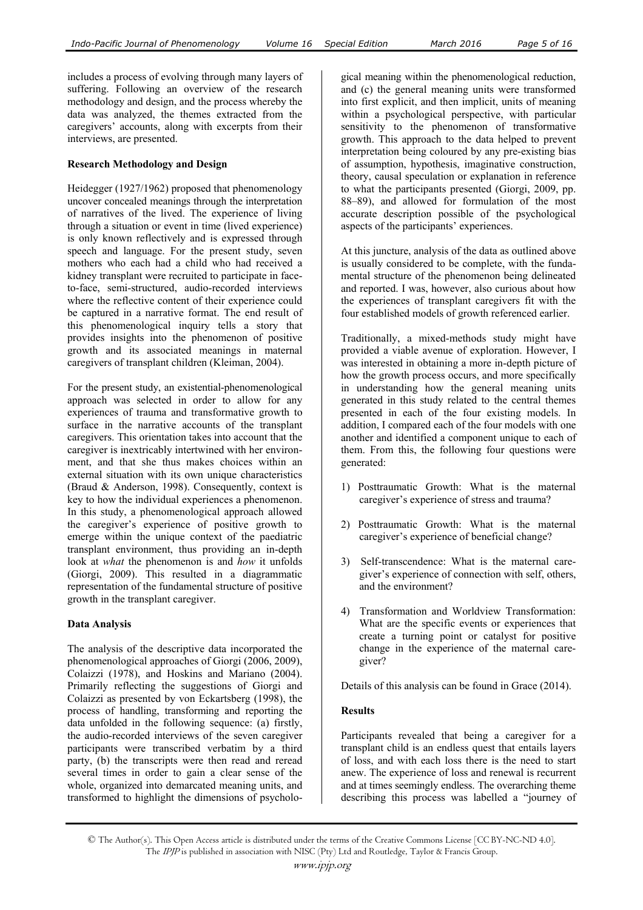includes a process of evolving through many layers of suffering. Following an overview of the research methodology and design, and the process whereby the data was analyzed, the themes extracted from the caregivers' accounts, along with excerpts from their interviews, are presented.

**Research Methodology and Design**

Heidegger (1927/1962) proposed that phenomenology uncover concealed meanings through the interpretation of narratives of the lived. The experience of living through a situation or event in time (lived experience) is only known reflectively and is expressed through speech and language. For the present study, seven mothers who each had a child who had received a kidney transplant were recruited to participate in face-to-face, semi-structured, audio-recorded interviews where the reflective content of their experience could be captured in a narrative format. The end result of this phenomenological inquiry tells a story that provides insights into the phenomenon of positive growth and its associated meanings in maternal caregivers of transplant children (Kleiman, 2004).

For the present study, an existential-phenomenological approach was selected in order to allow for any experiences of trauma and transformative growth to surface in the narrative accounts of the transplant caregivers. This orientation takes into account that the caregiver is inextricably intertwined with her environment, and that she thus makes choices within an external situation with its own unique characteristics (Braud & Anderson, 1998). Consequently, context is key to how the individual experiences a phenomenon. In this study, a phenomenological approach allowed the caregiver's experience of positive growth to emerge within the unique context of the paediatric transplant environment, thus providing an in-depth look at *what* the phenomenon is and *how* it unfolds (Giorgi, 2009). This resulted in a diagrammatic representation of the fundamental structure of positive growth in the transplant caregiver.

**Data Analysis**

The analysis of the descriptive data incorporated the phenomenological approaches of Giorgi (2006, 2009), Colaizzi (1978), and Hoskins and Mariano (2004). Primarily reflecting the suggestions of Giorgi and Colaizzi as presented by von Eckartsberg (1998), the process of handling, transforming and reporting the data unfolded in the following sequence: (a) firstly, the audio-recorded interviews of the seven caregiver participants were transcribed verbatim by a third party, (b) the transcripts were then read and reread several times in order to gain a clear sense of the whole, organized into demarcated meaning units, and transformed to highlight the dimensions of psychological meaning within the phenomenological reduction, and (c) the general meaning units were transformed into first explicit, and then implicit, units of meaning within a psychological perspective, with particular sensitivity to the phenomenon of transformative growth. This approach to the data helped to prevent interpretation being coloured by any pre-existing bias of assumption, hypothesis, imaginative construction, theory, causal speculation or explanation in reference to what the participants presented (Giorgi, 2009, pp. 88–89), and allowed for formulation of the most accurate description possible of the psychological aspects of the participants' experiences.

At this juncture, analysis of the data as outlined above is usually considered to be complete, with the fundamental structure of the phenomenon being delineated and reported. I was, however, also curious about how the experiences of transplant caregivers fit with the four established models of growth referenced earlier.

Traditionally, a mixed-methods study might have provided a viable avenue of exploration. However, I was interested in obtaining a more in-depth picture of how the growth process occurs, and more specifically in understanding how the general meaning units generated in this study related to the central themes presented in each of the four existing models. In addition, I compared each of the four models with one another and identified a component unique to each of them. From this, the following four questions were generated:

1) Posttraumatic Growth: What is the maternal caregiver's experience of stress and trauma?
2) Posttraumatic Growth: What is the maternal caregiver's experience of beneficial change?
3) Self-transcendence: What is the maternal caregiver's experience of connection with self, others, and the environment?
4) Transformation and Worldview Transformation: What are the specific events or experiences that create a turning point or catalyst for positive change in the experience of the maternal caregiver?

Details of this analysis can be found in Grace (2014).

**Results**

Participants revealed that being a caregiver for a transplant child is an endless quest that entails layers of loss, and with each loss there is the need to start anew. The experience of loss and renewal is recurrent and at times seemingly endless. The overarching theme describing this process was labelled a "journey of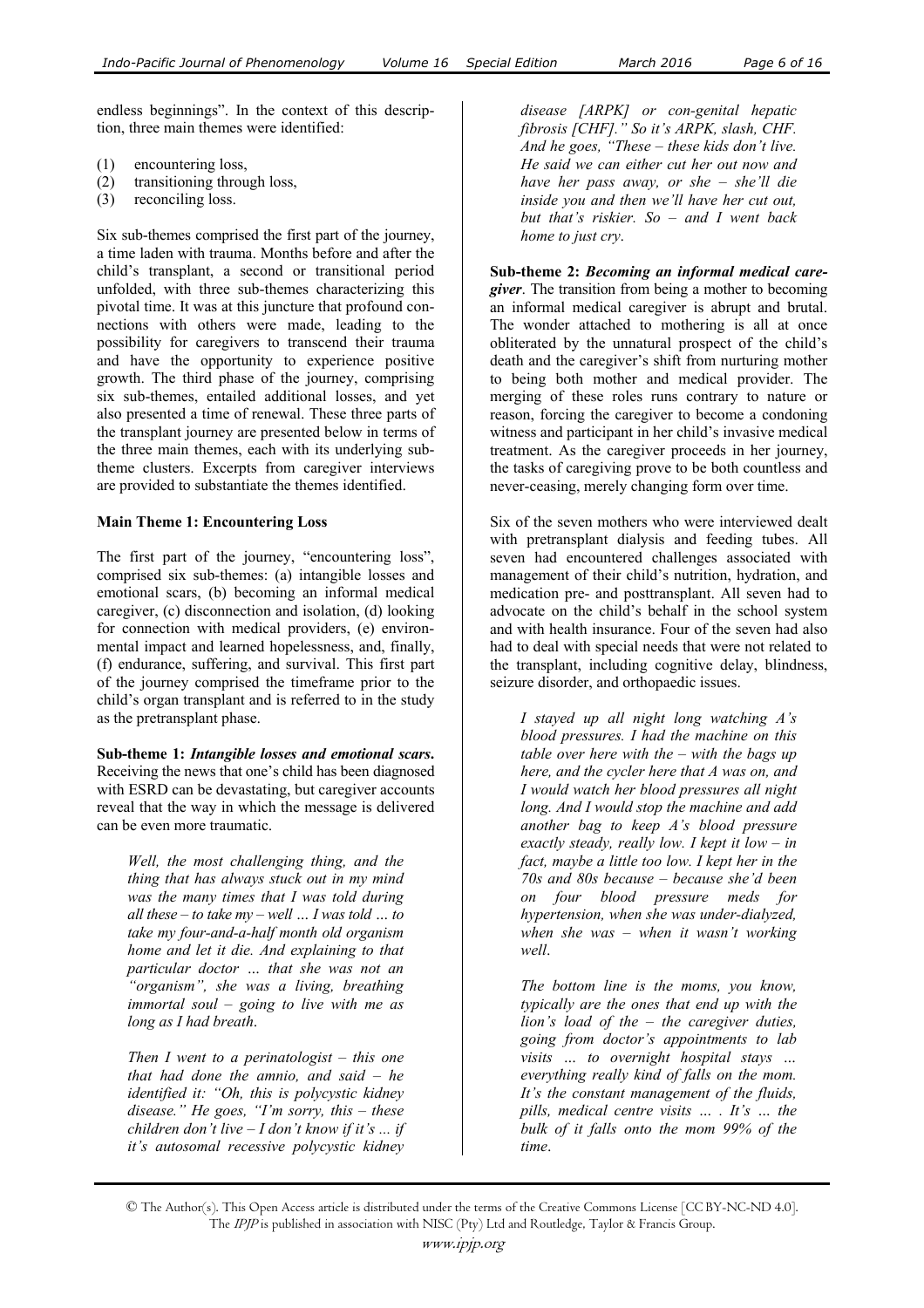endless beginnings". In the context of this description, three main themes were identified:

(1) encountering loss,
(2) transitioning through loss,
(3) reconciling loss.

Six sub-themes comprised the first part of the journey, a time laden with trauma. Months before and after the child's transplant, a second or transitional period unfolded, with three sub-themes characterizing this pivotal time. It was at this juncture that profound connections with others were made, leading to the possibility for caregivers to transcend their trauma and have the opportunity to experience positive growth. The third phase of the journey, comprising six sub-themes, entailed additional losses, and yet also presented a time of renewal. These three parts of the transplant journey are presented below in terms of the three main themes, each with its underlying sub-theme clusters. Excerpts from caregiver interviews are provided to substantiate the themes identified.

**Main Theme 1: Encountering Loss**

The first part of the journey, "encountering loss", comprised six sub-themes: (a) intangible losses and emotional scars, (b) becoming an informal medical caregiver, (c) disconnection and isolation, (d) looking for connection with medical providers, (e) environmental impact and learned hopelessness, and, finally, (f) endurance, suffering, and survival. This first part of the journey comprised the timeframe prior to the child's organ transplant and is referred to in the study as the pretransplant phase.

**Sub-theme 1:** ***Intangible losses and emotional scars.*** Receiving the news that one's child has been diagnosed with ESRD can be devastating, but caregiver accounts reveal that the way in which the message is delivered can be even more traumatic.

> *Well, the most challenging thing, and the thing that has always stuck out in my mind was the many times that I was told during all these – to take my – well … I was told … to take my four-and-a-half month old organism home and let it die. And explaining to that particular doctor … that she was not an "organism", she was a living, breathing immortal soul – going to live with me as long as I had breath.*

> *Then I went to a perinatologist – this one that had done the amnio, and said – he identified it: "Oh, this is polycystic kidney disease." He goes, "I'm sorry, this – these children don't live – I don't know if it's ... if it's autosomal recessive polycystic kidney disease [ARPK] or con-genital hepatic fibrosis [CHF]." So it's ARPK, slash, CHF. And he goes, "These – these kids don't live. He said we can either cut her out now and have her pass away, or she – she'll die inside you and then we'll have her cut out, but that's riskier. So – and I went back home to just cry.*

**Sub-theme 2:** ***Becoming an informal medical caregiver***. The transition from being a mother to becoming an informal medical caregiver is abrupt and brutal. The wonder attached to mothering is all at once obliterated by the unnatural prospect of the child's death and the caregiver's shift from nurturing mother to being both mother and medical provider. The merging of these roles runs contrary to nature or reason, forcing the caregiver to become a condoning witness and participant in her child's invasive medical treatment. As the caregiver proceeds in her journey, the tasks of caregiving prove to be both countless and never-ceasing, merely changing form over time.

Six of the seven mothers who were interviewed dealt with pretransplant dialysis and feeding tubes. All seven had encountered challenges associated with management of their child's nutrition, hydration, and medication pre- and posttransplant. All seven had to advocate on the child's behalf in the school system and with health insurance. Four of the seven had also had to deal with special needs that were not related to the transplant, including cognitive delay, blindness, seizure disorder, and orthopaedic issues.

> *I stayed up all night long watching A's blood pressures. I had the machine on this table over here with the – with the bags up here, and the cycler here that A was on, and I would watch her blood pressures all night long. And I would stop the machine and add another bag to keep A's blood pressure exactly steady, really low. I kept it low – in fact, maybe a little too low. I kept her in the 70s and 80s because – because she'd been on four blood pressure meds for hypertension, when she was under-dialyzed, when she was – when it wasn't working well.*

> *The bottom line is the moms, you know, typically are the ones that end up with the lion's load of the – the caregiver duties, going from doctor's appointments to lab visits … to overnight hospital stays … everything really kind of falls on the mom. It's the constant management of the fluids, pills, medical centre visits … . It's … the bulk of it falls onto the mom 99% of the time.*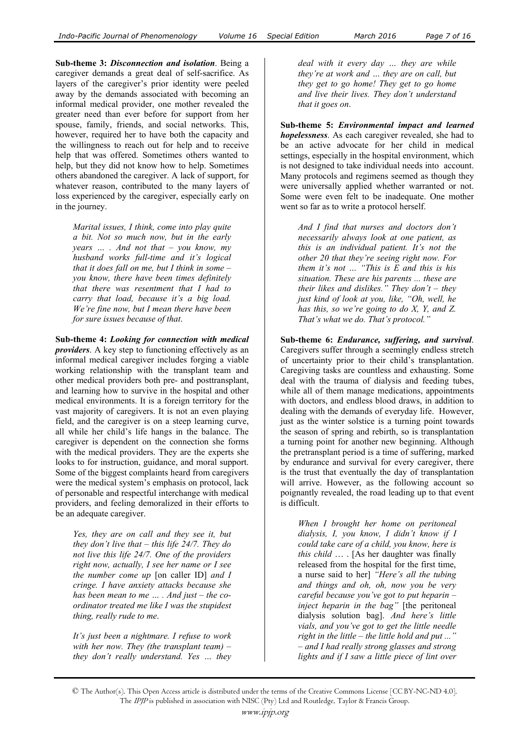**Sub-theme 3:** ***Disconnection and isolation***. Being a caregiver demands a great deal of self-sacrifice. As layers of the caregiver's prior identity were peeled away by the demands associated with becoming an informal medical provider, one mother revealed the greater need than ever before for support from her spouse, family, friends, and social networks. This, however, required her to have both the capacity and the willingness to reach out for help and to receive help that was offered. Sometimes others wanted to help, but they did not know how to help. Sometimes others abandoned the caregiver. A lack of support, for whatever reason, contributed to the many layers of loss experienced by the caregiver, especially early on in the journey.

> *Marital issues, I think, come into play quite a bit. Not so much now, but in the early years … . And not that – you know, my husband works full-time and it's logical that it does fall on me, but I think in some – you know, there have been times definitely that there was resentment that I had to carry that load, because it's a big load. We're fine now, but I mean there have been for sure issues because of that*.

**Sub-theme 4:** ***Looking for connection with medical providers***. A key step to functioning effectively as an informal medical caregiver includes forging a viable working relationship with the transplant team and other medical providers both pre- and posttransplant, and learning how to survive in the hospital and other medical environments. It is a foreign territory for the vast majority of caregivers. It is not an even playing field, and the caregiver is on a steep learning curve, all while her child's life hangs in the balance. The caregiver is dependent on the connection she forms with the medical providers. They are the experts she looks to for instruction, guidance, and moral support. Some of the biggest complaints heard from caregivers were the medical system's emphasis on protocol, lack of personable and respectful interchange with medical providers, and feeling demoralized in their efforts to be an adequate caregiver.

> *Yes, they are on call and they see it, but they don't live that – this life 24/7. They do not live this life 24/7. One of the providers right now, actually, I see her name or I see the number come up* [on caller ID] *and I cringe. I have anxiety attacks because she has been mean to me … . And just – the co-ordinator treated me like I was the stupidest thing, really rude to me*.
>
> *It's just been a nightmare. I refuse to work with her now. They (the transplant team) – they don't really understand. Yes … they deal with it every day … they are while they're at work and … they are on call, but they get to go home! They get to go home and live their lives. They don't understand that it goes on*.

**Sub-theme 5:** ***Environmental impact and learned hopelessness***. As each caregiver revealed, she had to be an active advocate for her child in medical settings, especially in the hospital environment, which is not designed to take individual needs into account. Many protocols and regimens seemed as though they were universally applied whether warranted or not. Some were even felt to be inadequate. One mother went so far as to write a protocol herself.

> *And I find that nurses and doctors don't necessarily always look at one patient, as this is an individual patient. It's not the other 20 that they're seeing right now. For them it's not … "This is E and this is his situation. These are his parents ... these are their likes and dislikes." They don't – they just kind of look at you, like, "Oh, well, he has this, so we're going to do X, Y, and Z. That's what we do. That's protocol."*

**Sub-theme 6:** ***Endurance, suffering, and survival***. Caregivers suffer through a seemingly endless stretch of uncertainty prior to their child's transplantation. Caregiving tasks are countless and exhausting. Some deal with the trauma of dialysis and feeding tubes, while all of them manage medications, appointments with doctors, and endless blood draws, in addition to dealing with the demands of everyday life. However, just as the winter solstice is a turning point towards the season of spring and rebirth, so is transplantation a turning point for another new beginning. Although the pretransplant period is a time of suffering, marked by endurance and survival for every caregiver, there is the trust that eventually the day of transplantation will arrive. However, as the following account so poignantly revealed, the road leading up to that event is difficult.

> *When I brought her home on peritoneal dialysis, I, you know, I didn't know if I could take care of a child, you know, here is this child* … . [As her daughter was finally released from the hospital for the first time, a nurse said to her] *"Here's all the tubing and things and oh, oh, now you be very careful because you've got to put heparin – inject heparin in the bag"* [the peritoneal dialysis solution bag]. *And here's little vials, and you've got to get the little needle right in the little – the little hold and put ..."* – *and I had really strong glasses and strong lights and if I saw a little piece of lint over*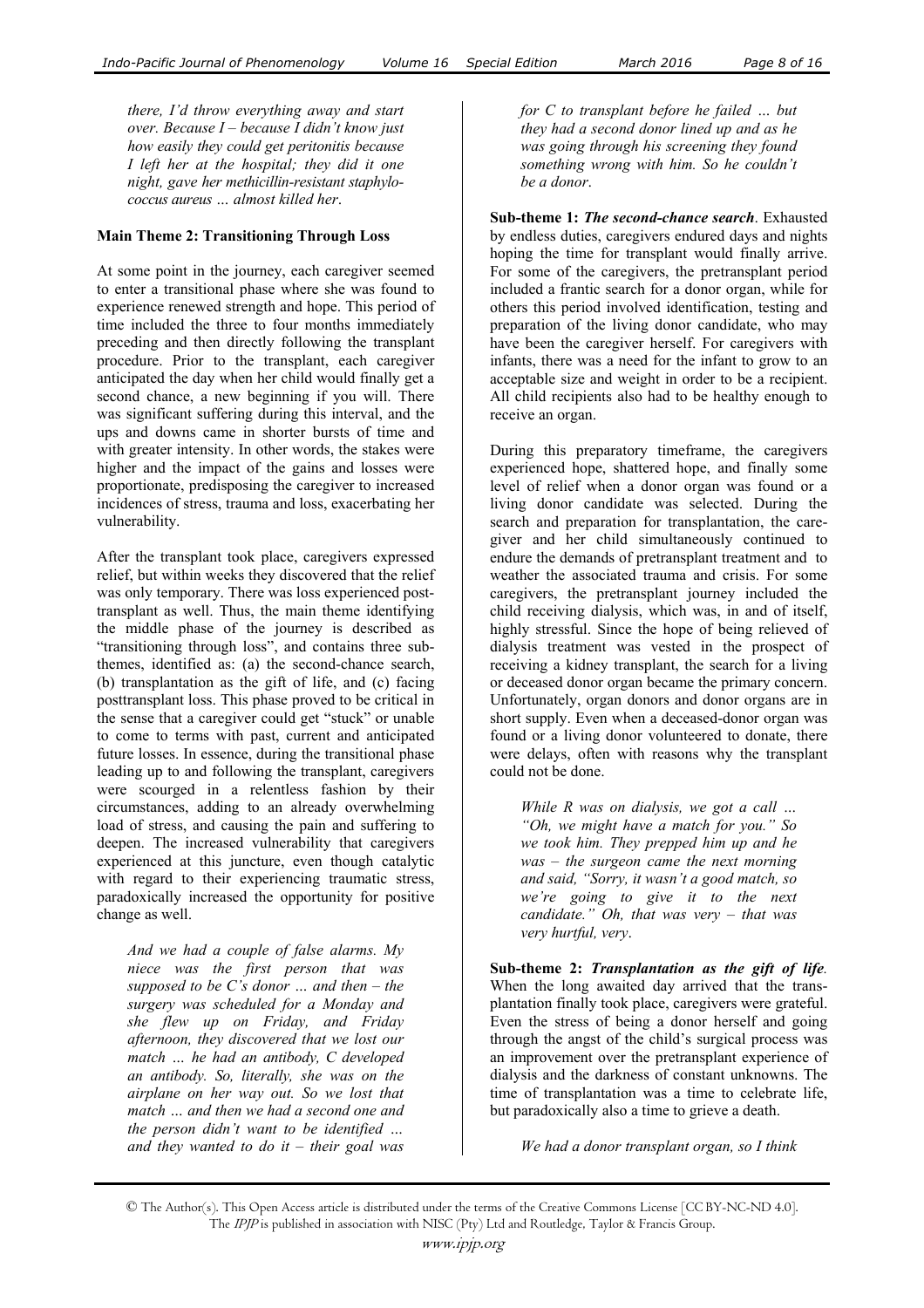*there, I'd throw everything away and start over. Because I – because I didn't know just how easily they could get peritonitis because I left her at the hospital; they did it one night, gave her methicillin-resistant staphylococcus aureus … almost killed her*.

**Main Theme 2: Transitioning Through Loss**

At some point in the journey, each caregiver seemed to enter a transitional phase where she was found to experience renewed strength and hope. This period of time included the three to four months immediately preceding and then directly following the transplant procedure. Prior to the transplant, each caregiver anticipated the day when her child would finally get a second chance, a new beginning if you will. There was significant suffering during this interval, and the ups and downs came in shorter bursts of time and with greater intensity. In other words, the stakes were higher and the impact of the gains and losses were proportionate, predisposing the caregiver to increased incidences of stress, trauma and loss, exacerbating her vulnerability.

After the transplant took place, caregivers expressed relief, but within weeks they discovered that the relief was only temporary. There was loss experienced post-transplant as well. Thus, the main theme identifying the middle phase of the journey is described as "transitioning through loss", and contains three sub-themes, identified as: (a) the second-chance search, (b) transplantation as the gift of life, and (c) facing posttransplant loss. This phase proved to be critical in the sense that a caregiver could get "stuck" or unable to come to terms with past, current and anticipated future losses. In essence, during the transitional phase leading up to and following the transplant, caregivers were scourged in a relentless fashion by their circumstances, adding to an already overwhelming load of stress, and causing the pain and suffering to deepen. The increased vulnerability that caregivers experienced at this juncture, even though catalytic with regard to their experiencing traumatic stress, paradoxically increased the opportunity for positive change as well.

> *And we had a couple of false alarms. My niece was the first person that was supposed to be C's donor … and then – the surgery was scheduled for a Monday and she flew up on Friday, and Friday afternoon, they discovered that we lost our match … he had an antibody, C developed an antibody. So, literally, she was on the airplane on her way out. So we lost that match … and then we had a second one and the person didn't want to be identified … and they wanted to do it – their goal was for C to transplant before he failed … but they had a second donor lined up and as he was going through his screening they found something wrong with him. So he couldn't be a donor*.

**Sub-theme 1: *The second-chance search*.** Exhausted by endless duties, caregivers endured days and nights hoping the time for transplant would finally arrive. For some of the caregivers, the pretransplant period included a frantic search for a donor organ, while for others this period involved identification, testing and preparation of the living donor candidate, who may have been the caregiver herself. For caregivers with infants, there was a need for the infant to grow to an acceptable size and weight in order to be a recipient. All child recipients also had to be healthy enough to receive an organ.

During this preparatory timeframe, the caregivers experienced hope, shattered hope, and finally some level of relief when a donor organ was found or a living donor candidate was selected. During the search and preparation for transplantation, the caregiver and her child simultaneously continued to endure the demands of pretransplant treatment and to weather the associated trauma and crisis. For some caregivers, the pretransplant journey included the child receiving dialysis, which was, in and of itself, highly stressful. Since the hope of being relieved of dialysis treatment was vested in the prospect of receiving a kidney transplant, the search for a living or deceased donor organ became the primary concern. Unfortunately, organ donors and donor organs are in short supply. Even when a deceased-donor organ was found or a living donor volunteered to donate, there were delays, often with reasons why the transplant could not be done.

> *While R was on dialysis, we got a call … "Oh, we might have a match for you." So we took him. They prepped him up and he was – the surgeon came the next morning and said, "Sorry, it wasn't a good match, so we're going to give it to the next candidate." Oh, that was very – that was very hurtful, very*.

**Sub-theme 2: *Transplantation as the gift of life*.** When the long awaited day arrived that the transplantation finally took place, caregivers were grateful. Even the stress of being a donor herself and going through the angst of the child's surgical process was an improvement over the pretransplant experience of dialysis and the darkness of constant unknowns. The time of transplantation was a time to celebrate life, but paradoxically also a time to grieve a death.

> *We had a donor transplant organ, so I think*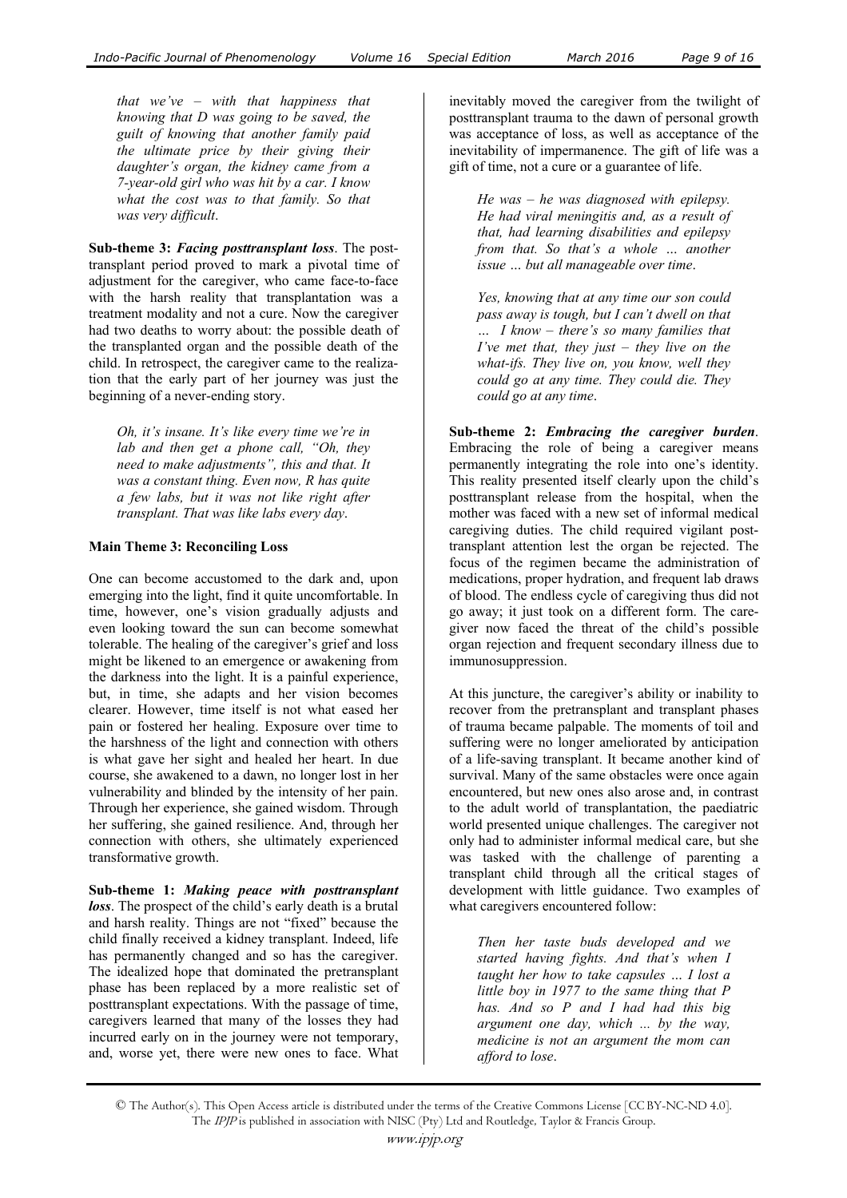*that we've – with that happiness that knowing that D was going to be saved, the guilt of knowing that another family paid the ultimate price by their giving their daughter's organ, the kidney came from a 7-year-old girl who was hit by a car. I know what the cost was to that family. So that was very difficult*.

**Sub-theme 3:** ***Facing posttransplant loss***. The post-transplant period proved to mark a pivotal time of adjustment for the caregiver, who came face-to-face with the harsh reality that transplantation was a treatment modality and not a cure. Now the caregiver had two deaths to worry about: the possible death of the transplanted organ and the possible death of the child. In retrospect, the caregiver came to the realization that the early part of her journey was just the beginning of a never-ending story.

> *Oh, it's insane. It's like every time we're in lab and then get a phone call, "Oh, they need to make adjustments", this and that. It was a constant thing. Even now, R has quite a few labs, but it was not like right after transplant. That was like labs every day*.

### Main Theme 3: Reconciling Loss

One can become accustomed to the dark and, upon emerging into the light, find it quite uncomfortable. In time, however, one's vision gradually adjusts and even looking toward the sun can become somewhat tolerable. The healing of the caregiver's grief and loss might be likened to an emergence or awakening from the darkness into the light. It is a painful experience, but, in time, she adapts and her vision becomes clearer. However, time itself is not what eased her pain or fostered her healing. Exposure over time to the harshness of the light and connection with others is what gave her sight and healed her heart. In due course, she awakened to a dawn, no longer lost in her vulnerability and blinded by the intensity of her pain. Through her experience, she gained wisdom. Through her suffering, she gained resilience. And, through her connection with others, she ultimately experienced transformative growth.

**Sub-theme 1:** ***Making peace with posttransplant loss***. The prospect of the child's early death is a brutal and harsh reality. Things are not "fixed" because the child finally received a kidney transplant. Indeed, life has permanently changed and so has the caregiver. The idealized hope that dominated the pretransplant phase has been replaced by a more realistic set of posttransplant expectations. With the passage of time, caregivers learned that many of the losses they had incurred early on in the journey were not temporary, and, worse yet, there were new ones to face. What inevitably moved the caregiver from the twilight of posttransplant trauma to the dawn of personal growth was acceptance of loss, as well as acceptance of the inevitability of impermanence. The gift of life was a gift of time, not a cure or a guarantee of life.

> *He was – he was diagnosed with epilepsy. He had viral meningitis and, as a result of that, had learning disabilities and epilepsy from that. So that's a whole … another issue … but all manageable over time*.

> *Yes, knowing that at any time our son could pass away is tough, but I can't dwell on that … I know – there's so many families that I've met that, they just – they live on the what-ifs. They live on, you know, well they could go at any time. They could die. They could go at any time*.

**Sub-theme 2:** ***Embracing the caregiver burden***. Embracing the role of being a caregiver means permanently integrating the role into one's identity. This reality presented itself clearly upon the child's posttransplant release from the hospital, when the mother was faced with a new set of informal medical caregiving duties. The child required vigilant post-transplant attention lest the organ be rejected. The focus of the regimen became the administration of medications, proper hydration, and frequent lab draws of blood. The endless cycle of caregiving thus did not go away; it just took on a different form. The caregiver now faced the threat of the child's possible organ rejection and frequent secondary illness due to immunosuppression.

At this juncture, the caregiver's ability or inability to recover from the pretransplant and transplant phases of trauma became palpable. The moments of toil and suffering were no longer ameliorated by anticipation of a life-saving transplant. It became another kind of survival. Many of the same obstacles were once again encountered, but new ones also arose and, in contrast to the adult world of transplantation, the paediatric world presented unique challenges. The caregiver not only had to administer informal medical care, but she was tasked with the challenge of parenting a transplant child through all the critical stages of development with little guidance. Two examples of what caregivers encountered follow:

> *Then her taste buds developed and we started having fights. And that's when I taught her how to take capsules … I lost a little boy in 1977 to the same thing that P has. And so P and I had had this big argument one day, which ... by the way, medicine is not an argument the mom can afford to lose*.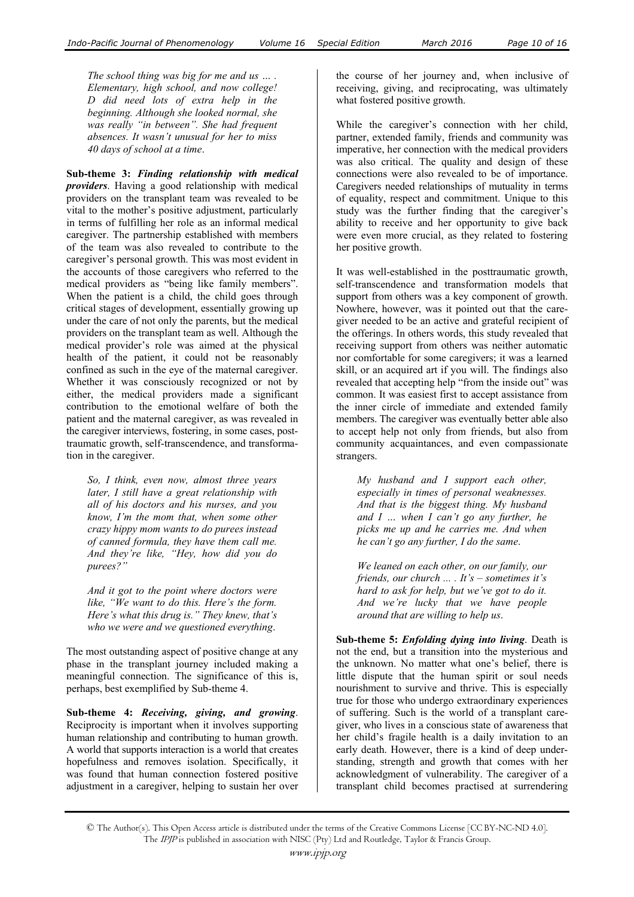*The school thing was big for me and us … . Elementary, high school, and now college! D did need lots of extra help in the beginning. Although she looked normal, she was really "in between". She had frequent absences. It wasn't unusual for her to miss 40 days of school at a time.*

**Sub-theme 3:** ***Finding relationship with medical providers***. Having a good relationship with medical providers on the transplant team was revealed to be vital to the mother's positive adjustment, particularly in terms of fulfilling her role as an informal medical caregiver. The partnership established with members of the team was also revealed to contribute to the caregiver's personal growth. This was most evident in the accounts of those caregivers who referred to the medical providers as "being like family members". When the patient is a child, the child goes through critical stages of development, essentially growing up under the care of not only the parents, but the medical providers on the transplant team as well. Although the medical provider's role was aimed at the physical health of the patient, it could not be reasonably confined as such in the eye of the maternal caregiver. Whether it was consciously recognized or not by either, the medical providers made a significant contribution to the emotional welfare of both the patient and the maternal caregiver, as was revealed in the caregiver interviews, fostering, in some cases, post-traumatic growth, self-transcendence, and transformation in the caregiver.

*So, I think, even now, almost three years later, I still have a great relationship with all of his doctors and his nurses, and you know, I'm the mom that, when some other crazy hippy mom wants to do purees instead of canned formula, they have them call me. And they're like, "Hey, how did you do purees?"*

*And it got to the point where doctors were like, "We want to do this. Here's the form. Here's what this drug is." They knew, that's who we were and we questioned everything.*

The most outstanding aspect of positive change at any phase in the transplant journey included making a meaningful connection. The significance of this is, perhaps, best exemplified by Sub-theme 4.

**Sub-theme 4:** ***Receiving, giving, and growing***. Reciprocity is important when it involves supporting human relationship and contributing to human growth. A world that supports interaction is a world that creates hopefulness and removes isolation. Specifically, it was found that human connection fostered positive adjustment in a caregiver, helping to sustain her over the course of her journey and, when inclusive of receiving, giving, and reciprocating, was ultimately what fostered positive growth.

While the caregiver's connection with her child, partner, extended family, friends and community was imperative, her connection with the medical providers was also critical. The quality and design of these connections were also revealed to be of importance. Caregivers needed relationships of mutuality in terms of equality, respect and commitment. Unique to this study was the further finding that the caregiver's ability to receive and her opportunity to give back were even more crucial, as they related to fostering her positive growth.

It was well-established in the posttraumatic growth, self-transcendence and transformation models that support from others was a key component of growth. Nowhere, however, was it pointed out that the caregiver needed to be an active and grateful recipient of the offerings. In others words, this study revealed that receiving support from others was neither automatic nor comfortable for some caregivers; it was a learned skill, or an acquired art if you will. The findings also revealed that accepting help "from the inside out" was common. It was easiest first to accept assistance from the inner circle of immediate and extended family members. The caregiver was eventually better able also to accept help not only from friends, but also from community acquaintances, and even compassionate strangers.

*My husband and I support each other, especially in times of personal weaknesses. And that is the biggest thing. My husband and I … when I can't go any further, he picks me up and he carries me. And when he can't go any further, I do the same.*

*We leaned on each other, on our family, our friends, our church ... . It's – sometimes it's hard to ask for help, but we've got to do it. And we're lucky that we have people around that are willing to help us.*

**Sub-theme 5:** ***Enfolding dying into living***. Death is not the end, but a transition into the mysterious and the unknown. No matter what one's belief, there is little dispute that the human spirit or soul needs nourishment to survive and thrive. This is especially true for those who undergo extraordinary experiences of suffering. Such is the world of a transplant caregiver, who lives in a conscious state of awareness that her child's fragile health is a daily invitation to an early death. However, there is a kind of deep understanding, strength and growth that comes with her acknowledgment of vulnerability. The caregiver of a transplant child becomes practised at surrendering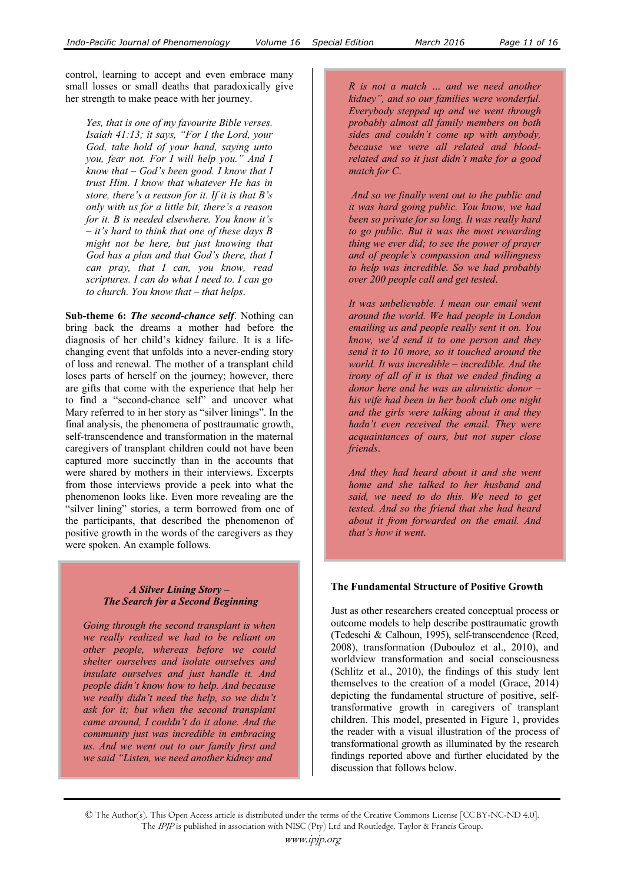control, learning to accept and even embrace many small losses or small deaths that paradoxically give her strength to make peace with her journey.

> *Yes, that is one of my favourite Bible verses. Isaiah 41:13; it says, "For I the Lord, your God, take hold of your hand, saying unto you, fear not. For I will help you." And I know that – God's been good. I know that I trust Him. I know that whatever He has in store, there's a reason for it. If it is that B's only with us for a little bit, there's a reason for it. B is needed elsewhere. You know it's – it's hard to think that one of these days B might not be here, but just knowing that God has a plan and that God's there, that I can pray, that I can, you know, read scriptures. I can do what I need to. I can go to church. You know that – that helps.*

**Sub-theme 6: *The second-chance self*.** Nothing can bring back the dreams a mother had before the diagnosis of her child's kidney failure. It is a life-changing event that unfolds into a never-ending story of loss and renewal. The mother of a transplant child loses parts of herself on the journey; however, there are gifts that come with the experience that help her to find a "second-chance self" and uncover what Mary referred to in her story as "silver linings". In the final analysis, the phenomena of posttraumatic growth, self-transcendence and transformation in the maternal caregivers of transplant children could not have been captured more succinctly than in the accounts that were shared by mothers in their interviews. Excerpts from those interviews provide a peek into what the phenomenon looks like. Even more revealing are the "silver lining" stories, a term borrowed from one of the participants, that described the phenomenon of positive growth in the words of the caregivers as they were spoken. An example follows.

***A Silver Lining Story – The Search for a Second Beginning***

*Going through the second transplant is when we really realized we had to be reliant on other people, whereas before we could shelter ourselves and isolate ourselves and insulate ourselves and just handle it. And people didn't know how to help. And because we really didn't need the help, so we didn't ask for it; but when the second transplant came around, I couldn't do it alone. And the community just was incredible in embracing us. And we went out to our family first and we said "Listen, we need another kidney and R is not a match … and we need another kidney", and so our families were wonderful. Everybody stepped up and we went through probably almost all family members on both sides and couldn't come up with anybody, because we were all related and blood-related and so it just didn't make for a good match for C.*

*And so we finally went out to the public and it was hard going public. You know, we had been so private for so long. It was really hard to go public. But it was the most rewarding thing we ever did; to see the power of prayer and of people's compassion and willingness to help was incredible. So we had probably over 200 people call and get tested.*

*It was unbelievable. I mean our email went around the world. We had people in London emailing us and people really sent it on. You know, we'd send it to one person and they send it to 10 more, so it touched around the world. It was incredible – incredible. And the irony of all of it is that we ended finding a donor here and he was an altruistic donor – his wife had been in her book club one night and the girls were talking about it and they hadn't even received the email. They were acquaintances of ours, but not super close friends.*

*And they had heard about it and she went home and she talked to her husband and said, we need to do this. We need to get tested. And so the friend that she had heard about it from forwarded on the email. And that's how it went.*

### The Fundamental Structure of Positive Growth

Just as other researchers created conceptual process or outcome models to help describe posttraumatic growth (Tedeschi & Calhoun, 1995), self-transcendence (Reed, 2008), transformation (Dubouloz et al., 2010), and worldview transformation and social consciousness (Schlitz et al., 2010), the findings of this study lent themselves to the creation of a model (Grace, 2014) depicting the fundamental structure of positive, self-transformative growth in caregivers of transplant children. This model, presented in Figure 1, provides the reader with a visual illustration of the process of transformational growth as illuminated by the research findings reported above and further elucidated by the discussion that follows below.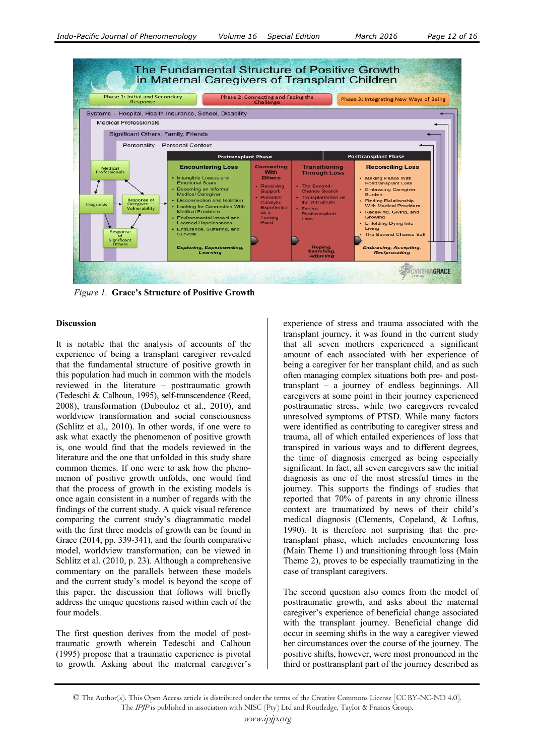*Figure 1.* **Grace's Structure of Positive Growth**

## Discussion

It is notable that the analysis of accounts of the experience of being a transplant caregiver revealed that the fundamental structure of positive growth in this population had much in common with the models reviewed in the literature – posttraumatic growth (Tedeschi & Calhoun, 1995), self-transcendence (Reed, 2008), transformation (Dubouloz et al., 2010), and worldview transformation and social consciousness (Schlitz et al., 2010). In other words, if one were to ask what exactly the phenomenon of positive growth is, one would find that the models reviewed in the literature and the one that unfolded in this study share common themes. If one were to ask how the phenomenon of positive growth unfolds, one would find that the process of growth in the existing models is once again consistent in a number of regards with the findings of the current study. A quick visual reference comparing the current study's diagrammatic model with the first three models of growth can be found in Grace (2014, pp. 339-341), and the fourth comparative model, worldview transformation, can be viewed in Schlitz et al. (2010, p. 23). Although a comprehensive commentary on the parallels between these models and the current study's model is beyond the scope of this paper, the discussion that follows will briefly address the unique questions raised within each of the four models.

The first question derives from the model of posttraumatic growth wherein Tedeschi and Calhoun (1995) propose that a traumatic experience is pivotal to growth. Asking about the maternal caregiver's experience of stress and trauma associated with the transplant journey, it was found in the current study that all seven mothers experienced a significant amount of each associated with her experience of being a caregiver for her transplant child, and as such often managing complex situations both pre- and post-transplant – a journey of endless beginnings. All caregivers at some point in their journey experienced posttraumatic stress, while two caregivers revealed unresolved symptoms of PTSD. While many factors were identified as contributing to caregiver stress and trauma, all of which entailed experiences of loss that transpired in various ways and to different degrees, the time of diagnosis emerged as being especially significant. In fact, all seven caregivers saw the initial diagnosis as one of the most stressful times in the journey. This supports the findings of studies that reported that 70% of parents in any chronic illness context are traumatized by news of their child's medical diagnosis (Clements, Copeland, & Loftus, 1990). It is therefore not surprising that the pretransplant phase, which includes encountering loss (Main Theme 1) and transitioning through loss (Main Theme 2), proves to be especially traumatizing in the case of transplant caregivers.

The second question also comes from the model of posttraumatic growth, and asks about the maternal caregiver's experience of beneficial change associated with the transplant journey. Beneficial change did occur in seeming shifts in the way a caregiver viewed her circumstances over the course of the journey. The positive shifts, however, were most pronounced in the third or posttransplant part of the journey described as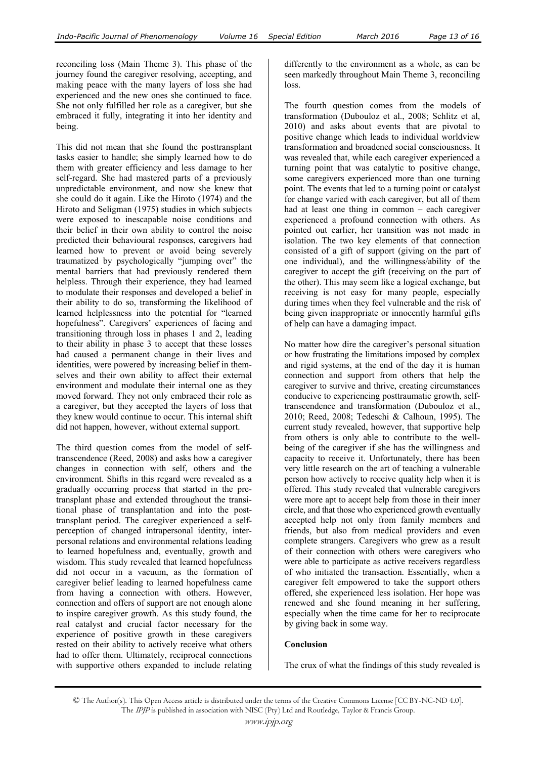reconciling loss (Main Theme 3). This phase of the journey found the caregiver resolving, accepting, and making peace with the many layers of loss she had experienced and the new ones she continued to face. She not only fulfilled her role as a caregiver, but she embraced it fully, integrating it into her identity and being.

This did not mean that she found the posttransplant tasks easier to handle; she simply learned how to do them with greater efficiency and less damage to her self-regard. She had mastered parts of a previously unpredictable environment, and now she knew that she could do it again. Like the Hiroto (1974) and the Hiroto and Seligman (1975) studies in which subjects were exposed to inescapable noise conditions and their belief in their own ability to control the noise predicted their behavioural responses, caregivers had learned how to prevent or avoid being severely traumatized by psychologically "jumping over" the mental barriers that had previously rendered them helpless. Through their experience, they had learned to modulate their responses and developed a belief in their ability to do so, transforming the likelihood of learned helplessness into the potential for "learned hopefulness". Caregivers' experiences of facing and transitioning through loss in phases 1 and 2, leading to their ability in phase 3 to accept that these losses had caused a permanent change in their lives and identities, were powered by increasing belief in themselves and their own ability to affect their external environment and modulate their internal one as they moved forward. They not only embraced their role as a caregiver, but they accepted the layers of loss that they knew would continue to occur. This internal shift did not happen, however, without external support.

The third question comes from the model of self-transcendence (Reed, 2008) and asks how a caregiver changes in connection with self, others and the environment. Shifts in this regard were revealed as a gradually occurring process that started in the pre-transplant phase and extended throughout the transitional phase of transplantation and into the post-transplant period. The caregiver experienced a self-perception of changed intrapersonal identity, interpersonal relations and environmental relations leading to learned hopefulness and, eventually, growth and wisdom. This study revealed that learned hopefulness did not occur in a vacuum, as the formation of caregiver belief leading to learned hopefulness came from having a connection with others. However, connection and offers of support are not enough alone to inspire caregiver growth. As this study found, the real catalyst and crucial factor necessary for the experience of positive growth in these caregivers rested on their ability to actively receive what others had to offer them. Ultimately, reciprocal connections with supportive others expanded to include relating differently to the environment as a whole, as can be seen markedly throughout Main Theme 3, reconciling loss.

The fourth question comes from the models of transformation (Dubouloz et al., 2008; Schlitz et al, 2010) and asks about events that are pivotal to positive change which leads to individual worldview transformation and broadened social consciousness. It was revealed that, while each caregiver experienced a turning point that was catalytic to positive change, some caregivers experienced more than one turning point. The events that led to a turning point or catalyst for change varied with each caregiver, but all of them had at least one thing in common – each caregiver experienced a profound connection with others. As pointed out earlier, her transition was not made in isolation. The two key elements of that connection consisted of a gift of support (giving on the part of one individual), and the willingness/ability of the caregiver to accept the gift (receiving on the part of the other). This may seem like a logical exchange, but receiving is not easy for many people, especially during times when they feel vulnerable and the risk of being given inappropriate or innocently harmful gifts of help can have a damaging impact.

No matter how dire the caregiver's personal situation or how frustrating the limitations imposed by complex and rigid systems, at the end of the day it is human connection and support from others that help the caregiver to survive and thrive, creating circumstances conducive to experiencing posttraumatic growth, self-transcendence and transformation (Dubouloz et al., 2010; Reed, 2008; Tedeschi & Calhoun, 1995). The current study revealed, however, that supportive help from others is only able to contribute to the well-being of the caregiver if she has the willingness and capacity to receive it. Unfortunately, there has been very little research on the art of teaching a vulnerable person how actively to receive quality help when it is offered. This study revealed that vulnerable caregivers were more apt to accept help from those in their inner circle, and that those who experienced growth eventually accepted help not only from family members and friends, but also from medical providers and even complete strangers. Caregivers who grew as a result of their connection with others were caregivers who were able to participate as active receivers regardless of who initiated the transaction. Essentially, when a caregiver felt empowered to take the support others offered, she experienced less isolation. Her hope was renewed and she found meaning in her suffering, especially when the time came for her to reciprocate by giving back in some way.

## Conclusion

The crux of what the findings of this study revealed is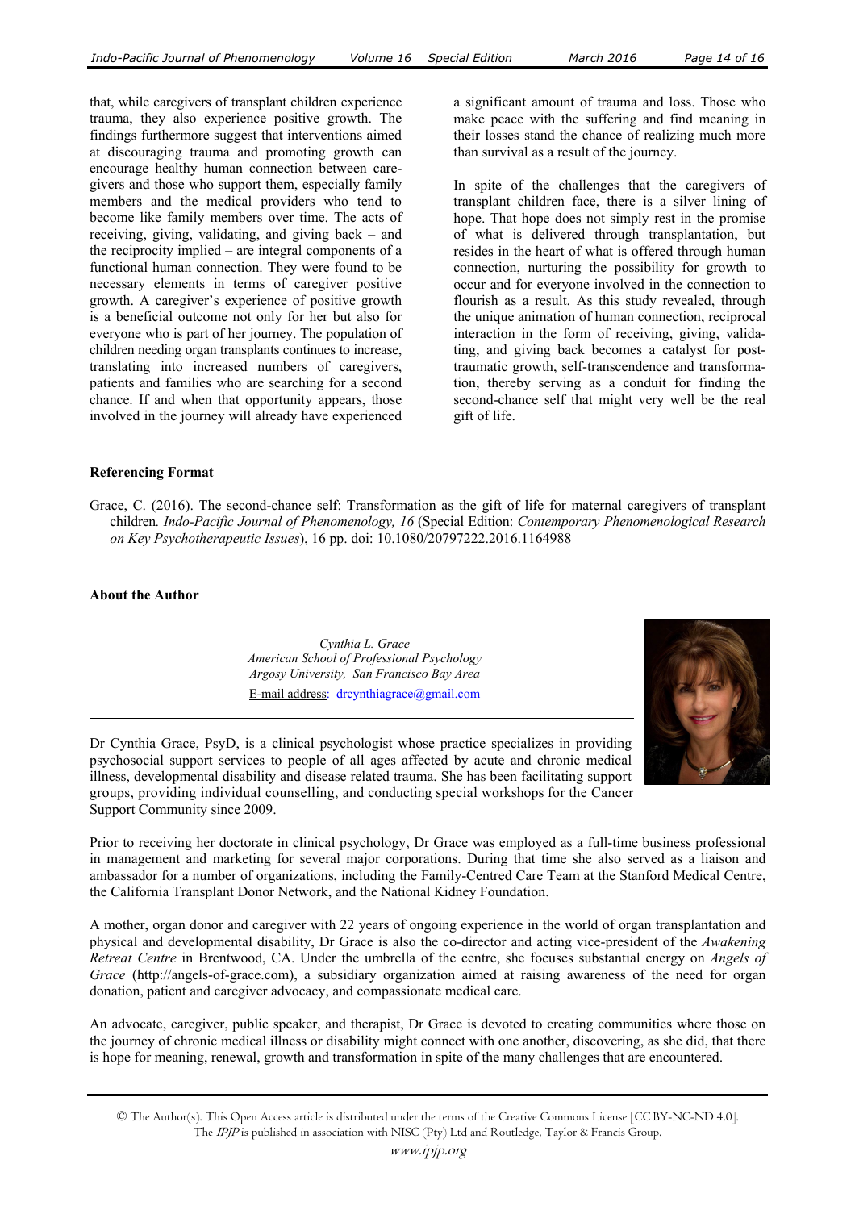that, while caregivers of transplant children experience trauma, they also experience positive growth. The findings furthermore suggest that interventions aimed at discouraging trauma and promoting growth can encourage healthy human connection between caregivers and those who support them, especially family members and the medical providers who tend to become like family members over time. The acts of receiving, giving, validating, and giving back – and the reciprocity implied – are integral components of a functional human connection. They were found to be necessary elements in terms of caregiver positive growth. A caregiver's experience of positive growth is a beneficial outcome not only for her but also for everyone who is part of her journey. The population of children needing organ transplants continues to increase, translating into increased numbers of caregivers, patients and families who are searching for a second chance. If and when that opportunity appears, those involved in the journey will already have experienced a significant amount of trauma and loss. Those who make peace with the suffering and find meaning in their losses stand the chance of realizing much more than survival as a result of the journey.

In spite of the challenges that the caregivers of transplant children face, there is a silver lining of hope. That hope does not simply rest in the promise of what is delivered through transplantation, but resides in the heart of what is offered through human connection, nurturing the possibility for growth to occur and for everyone involved in the connection to flourish as a result. As this study revealed, through the unique animation of human connection, reciprocal interaction in the form of receiving, giving, validating, and giving back becomes a catalyst for post-traumatic growth, self-transcendence and transformation, thereby serving as a conduit for finding the second-chance self that might very well be the real gift of life.

**Referencing Format**

Grace, C. (2016). The second-chance self: Transformation as the gift of life for maternal caregivers of transplant children*. Indo-Pacific Journal of Phenomenology, 16* (Special Edition: *Contemporary Phenomenological Research on Key Psychotherapeutic Issues*), 16 pp. doi: 10.1080/20797222.2016.1164988

**About the Author**

*Cynthia L. Grace*
*American School of Professional Psychology*
*Argosy University, San Francisco Bay Area*
E-mail address: drcynthiagrace@gmail.com

Dr Cynthia Grace, PsyD, is a clinical psychologist whose practice specializes in providing psychosocial support services to people of all ages affected by acute and chronic medical illness, developmental disability and disease related trauma. She has been facilitating support groups, providing individual counselling, and conducting special workshops for the Cancer Support Community since 2009.

Prior to receiving her doctorate in clinical psychology, Dr Grace was employed as a full-time business professional in management and marketing for several major corporations. During that time she also served as a liaison and ambassador for a number of organizations, including the Family-Centred Care Team at the Stanford Medical Centre, the California Transplant Donor Network, and the National Kidney Foundation.

A mother, organ donor and caregiver with 22 years of ongoing experience in the world of organ transplantation and physical and developmental disability, Dr Grace is also the co-director and acting vice-president of the *Awakening Retreat Centre* in Brentwood, CA. Under the umbrella of the centre, she focuses substantial energy on *Angels of Grace* (http://angels-of-grace.com), a subsidiary organization aimed at raising awareness of the need for organ donation, patient and caregiver advocacy, and compassionate medical care.

An advocate, caregiver, public speaker, and therapist, Dr Grace is devoted to creating communities where those on the journey of chronic medical illness or disability might connect with one another, discovering, as she did, that there is hope for meaning, renewal, growth and transformation in spite of the many challenges that are encountered.

© The Author(s). This Open Access article is distributed under the terms of the Creative Commons License [CC BY-NC-ND 4.0]. The *IPJP* is published in association with NISC (Pty) Ltd and Routledge, Taylor & Francis Group.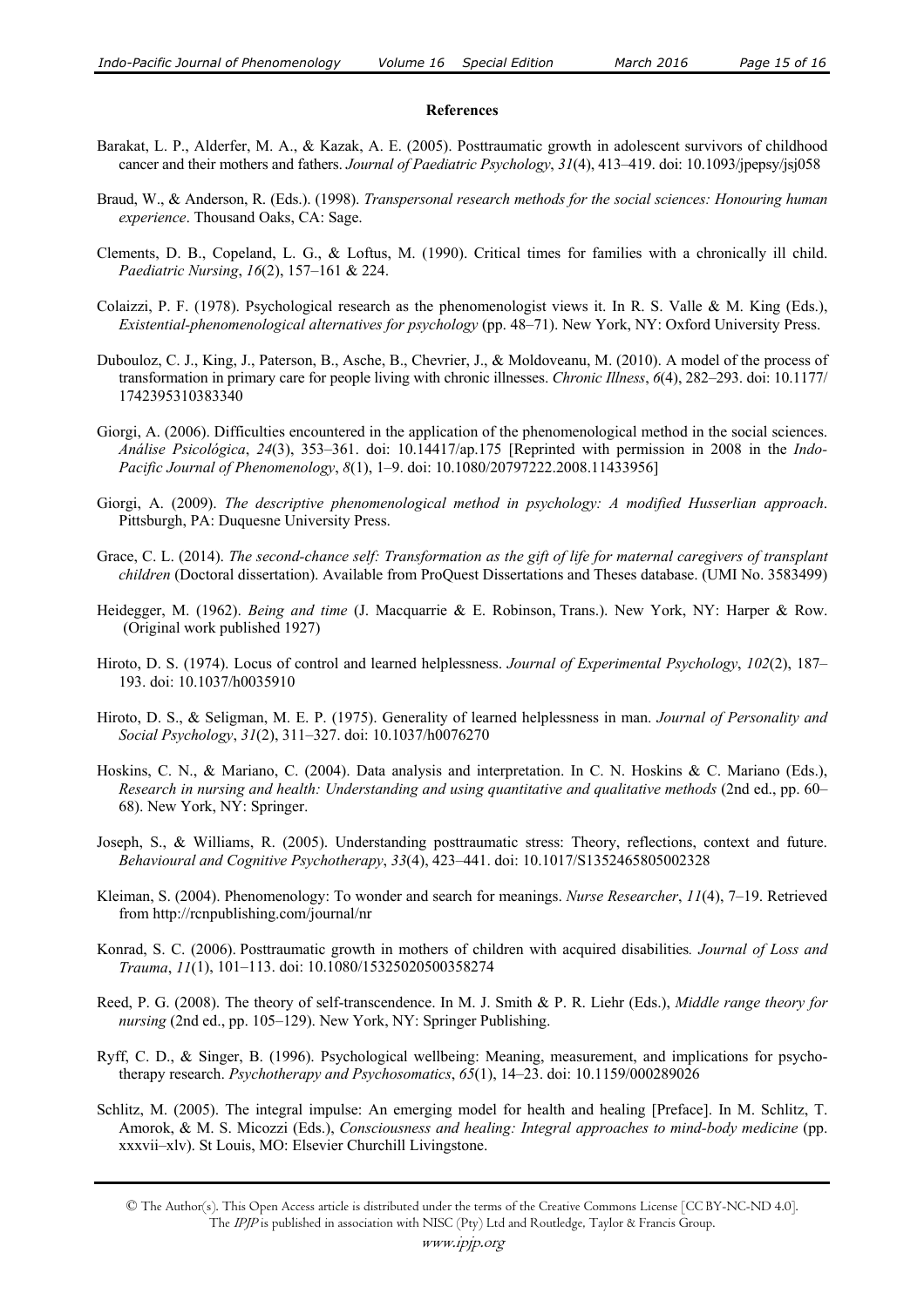## References

Barakat, L. P., Alderfer, M. A., & Kazak, A. E. (2005). Posttraumatic growth in adolescent survivors of childhood cancer and their mothers and fathers. *Journal of Paediatric Psychology*, *31*(4), 413–419. doi: 10.1093/jpepsy/jsj058

Braud, W., & Anderson, R. (Eds.). (1998). *Transpersonal research methods for the social sciences: Honouring human experience*. Thousand Oaks, CA: Sage.

Clements, D. B., Copeland, L. G., & Loftus, M. (1990). Critical times for families with a chronically ill child. *Paediatric Nursing*, *16*(2), 157–161 & 224.

Colaizzi, P. F. (1978). Psychological research as the phenomenologist views it. In R. S. Valle & M. King (Eds.), *Existential-phenomenological alternatives for psychology* (pp. 48–71). New York, NY: Oxford University Press.

Dubouloz, C. J., King, J., Paterson, B., Asche, B., Chevrier, J., & Moldoveanu, M. (2010). A model of the process of transformation in primary care for people living with chronic illnesses. *Chronic Illness*, *6*(4), 282–293. doi: 10.1177/1742395310383340

Giorgi, A. (2006). Difficulties encountered in the application of the phenomenological method in the social sciences. *Análise Psicológica*, *24*(3), 353–361. doi: 10.14417/ap.175 [Reprinted with permission in 2008 in the *Indo-Pacific Journal of Phenomenology*, *8*(1), 1–9. doi: 10.1080/20797222.2008.11433956]

Giorgi, A. (2009). *The descriptive phenomenological method in psychology: A modified Husserlian approach*. Pittsburgh, PA: Duquesne University Press.

Grace, C. L. (2014). *The second-chance self: Transformation as the gift of life for maternal caregivers of transplant children* (Doctoral dissertation). Available from ProQuest Dissertations and Theses database. (UMI No. 3583499)

Heidegger, M. (1962). *Being and time* (J. Macquarrie & E. Robinson, Trans.). New York, NY: Harper & Row. (Original work published 1927)

Hiroto, D. S. (1974). Locus of control and learned helplessness. *Journal of Experimental Psychology*, *102*(2), 187–193. doi: 10.1037/h0035910

Hiroto, D. S., & Seligman, M. E. P. (1975). Generality of learned helplessness in man. *Journal of Personality and Social Psychology*, *31*(2), 311–327. doi: 10.1037/h0076270

Hoskins, C. N., & Mariano, C. (2004). Data analysis and interpretation. In C. N. Hoskins & C. Mariano (Eds.), *Research in nursing and health: Understanding and using quantitative and qualitative methods* (2nd ed., pp. 60–68). New York, NY: Springer.

Joseph, S., & Williams, R. (2005). Understanding posttraumatic stress: Theory, reflections, context and future. *Behavioural and Cognitive Psychotherapy*, *33*(4), 423–441. doi: 10.1017/S1352465805002328

Kleiman, S. (2004). Phenomenology: To wonder and search for meanings. *Nurse Researcher*, *11*(4), 7–19. Retrieved from http://rcnpublishing.com/journal/nr

Konrad, S. C. (2006). Posttraumatic growth in mothers of children with acquired disabilities*. Journal of Loss and Trauma*, *11*(1), 101–113. doi: 10.1080/15325020500358274

Reed, P. G. (2008). The theory of self-transcendence. In M. J. Smith & P. R. Liehr (Eds.), *Middle range theory for nursing* (2nd ed., pp. 105–129). New York, NY: Springer Publishing.

Ryff, C. D., & Singer, B. (1996). Psychological wellbeing: Meaning, measurement, and implications for psychotherapy research. *Psychotherapy and Psychosomatics*, *65*(1), 14–23. doi: 10.1159/000289026

Schlitz, M. (2005). The integral impulse: An emerging model for health and healing [Preface]. In M. Schlitz, T. Amorok, & M. S. Micozzi (Eds.), *Consciousness and healing: Integral approaches to mind-body medicine* (pp. xxxvii–xlv). St Louis, MO: Elsevier Churchill Livingstone.

© The Author(s). This Open Access article is distributed under the terms of the Creative Commons License [CC BY-NC-ND 4.0]. The *IPJP* is published in association with NISC (Pty) Ltd and Routledge, Taylor & Francis Group.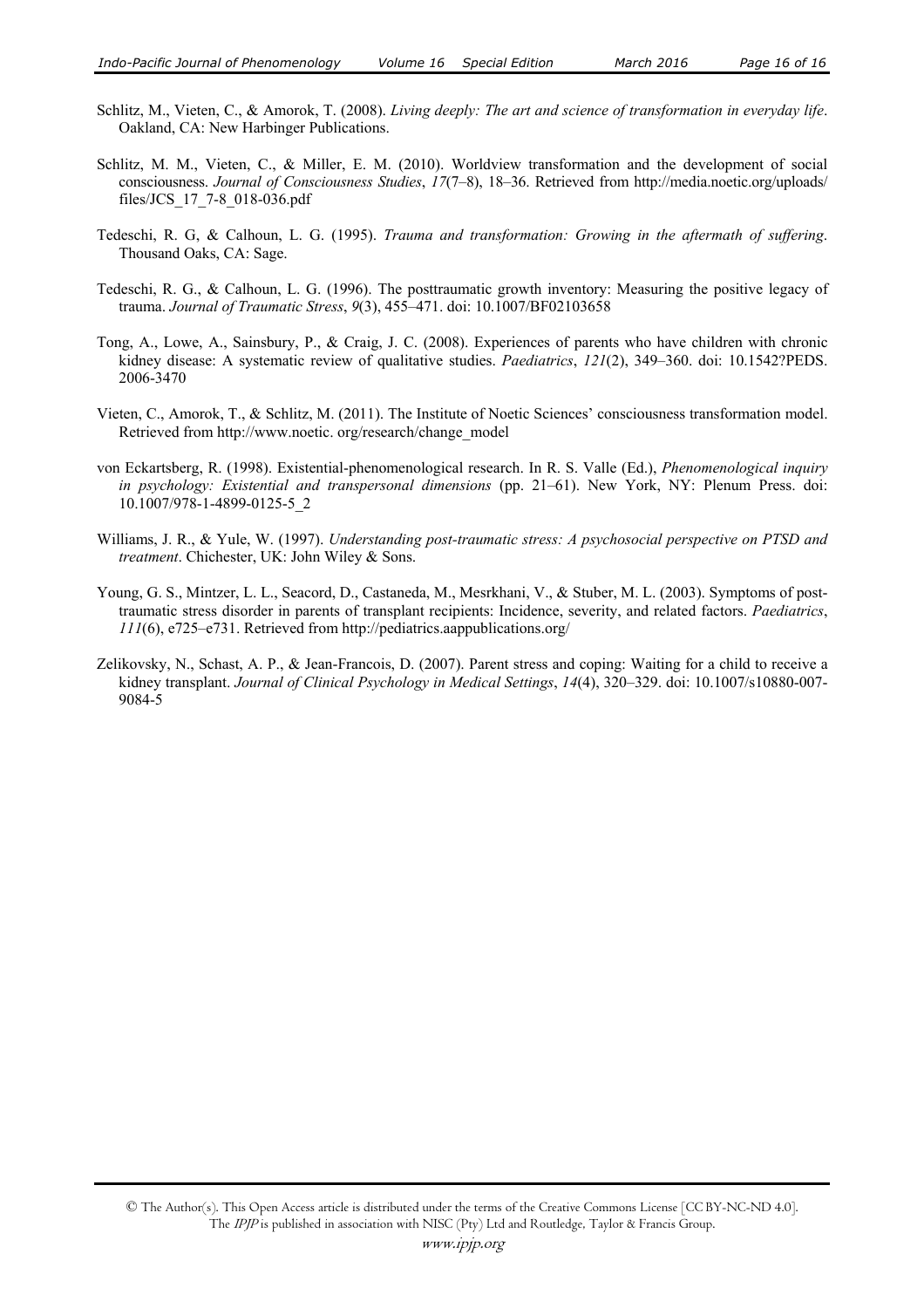Schlitz, M., Vieten, C., & Amorok, T. (2008). *Living deeply: The art and science of transformation in everyday life*. Oakland, CA: New Harbinger Publications.

Schlitz, M. M., Vieten, C., & Miller, E. M. (2010). Worldview transformation and the development of social consciousness. *Journal of Consciousness Studies*, *17*(7–8), 18–36. Retrieved from http://media.noetic.org/uploads/files/JCS_17_7-8_018-036.pdf

Tedeschi, R. G, & Calhoun, L. G. (1995). *Trauma and transformation: Growing in the aftermath of suffering*. Thousand Oaks, CA: Sage.

Tedeschi, R. G., & Calhoun, L. G. (1996). The posttraumatic growth inventory: Measuring the positive legacy of trauma. *Journal of Traumatic Stress*, *9*(3), 455–471. doi: 10.1007/BF02103658

Tong, A., Lowe, A., Sainsbury, P., & Craig, J. C. (2008). Experiences of parents who have children with chronic kidney disease: A systematic review of qualitative studies. *Paediatrics*, *121*(2), 349–360. doi: 10.1542?PEDS. 2006-3470

Vieten, C., Amorok, T., & Schlitz, M. (2011). The Institute of Noetic Sciences' consciousness transformation model. Retrieved from http://www.noetic. org/research/change_model

von Eckartsberg, R. (1998). Existential-phenomenological research. In R. S. Valle (Ed.), *Phenomenological inquiry in psychology: Existential and transpersonal dimensions* (pp. 21–61). New York, NY: Plenum Press. doi: 10.1007/978-1-4899-0125-5_2

Williams, J. R., & Yule, W. (1997). *Understanding post-traumatic stress: A psychosocial perspective on PTSD and treatment*. Chichester, UK: John Wiley & Sons.

Young, G. S., Mintzer, L. L., Seacord, D., Castaneda, M., Mesrkhani, V., & Stuber, M. L. (2003). Symptoms of post-traumatic stress disorder in parents of transplant recipients: Incidence, severity, and related factors. *Paediatrics*, *111*(6), e725–e731. Retrieved from http://pediatrics.aappublications.org/

Zelikovsky, N., Schast, A. P., & Jean-Francois, D. (2007). Parent stress and coping: Waiting for a child to receive a kidney transplant. *Journal of Clinical Psychology in Medical Settings*, *14*(4), 320–329. doi: 10.1007/s10880-007-9084-5